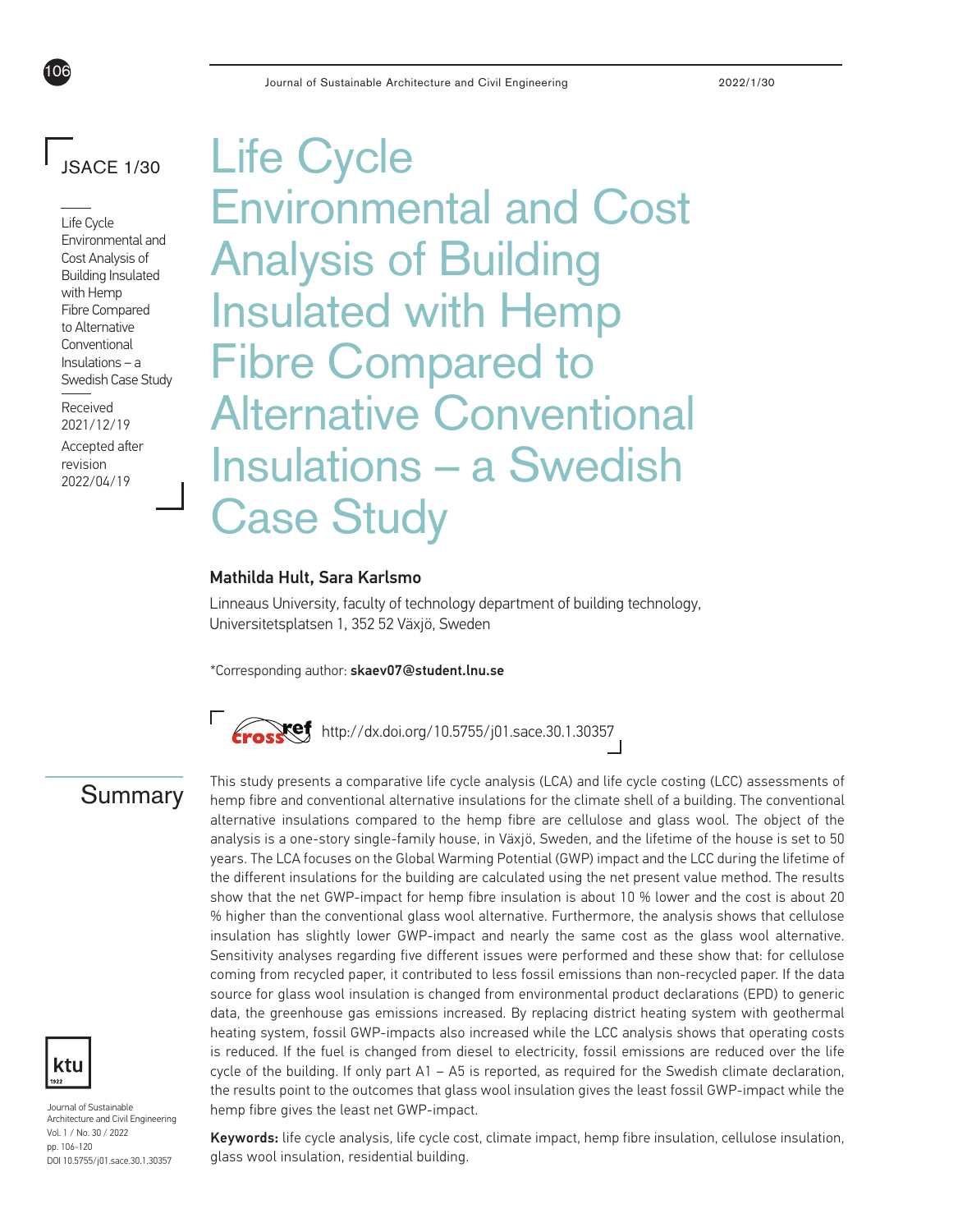JSACE 1/30

Received 2021/12/19

Accepted after revision 2022/04/19

# Life Cycle Environmental and Cost Analysis of Building Insulated with Hemp Fibre Compared to Alternative Conventional Insulations – a Swedish Case Study

**Mathilda Hult, Sara Karlsmo**

Linneaus University, faculty of technology department of building technology, Universitetsplatsen 1, 352 52 Växjö, Sweden

*Corresponding author: **skaev07@student.lnu.se**

http://dx.doi.org/10.5755/j01.sace.30.1.30357

## Summary

This study presents a comparative life cycle analysis (LCA) and life cycle costing (LCC) assessments of hemp fibre and conventional alternative insulations for the climate shell of a building. The conventional alternative insulations compared to the hemp fibre are cellulose and glass wool. The object of the analysis is a one-story single-family house, in Växjö, Sweden, and the lifetime of the house is set to 50 years. The LCA focuses on the Global Warming Potential (GWP) impact and the LCC during the lifetime of the different insulations for the building are calculated using the net present value method. The results show that the net GWP-impact for hemp fibre insulation is about 10 % lower and the cost is about 20 % higher than the conventional glass wool alternative. Furthermore, the analysis shows that cellulose insulation has slightly lower GWP-impact and nearly the same cost as the glass wool alternative. Sensitivity analyses regarding five different issues were performed and these show that: for cellulose coming from recycled paper, it contributed to less fossil emissions than non-recycled paper. If the data source for glass wool insulation is changed from environmental product declarations (EPD) to generic data, the greenhouse gas emissions increased. By replacing district heating system with geothermal heating system, fossil GWP-impacts also increased while the LCC analysis shows that operating costs is reduced. If the fuel is changed from diesel to electricity, fossil emissions are reduced over the life cycle of the building. If only part A1 – A5 is reported, as required for the Swedish climate declaration, the results point to the outcomes that glass wool insulation gives the least fossil GWP-impact while the hemp fibre gives the least net GWP-impact.

**Keywords:** life cycle analysis, life cycle cost, climate impact, hemp fibre insulation, cellulose insulation, glass wool insulation, residential building.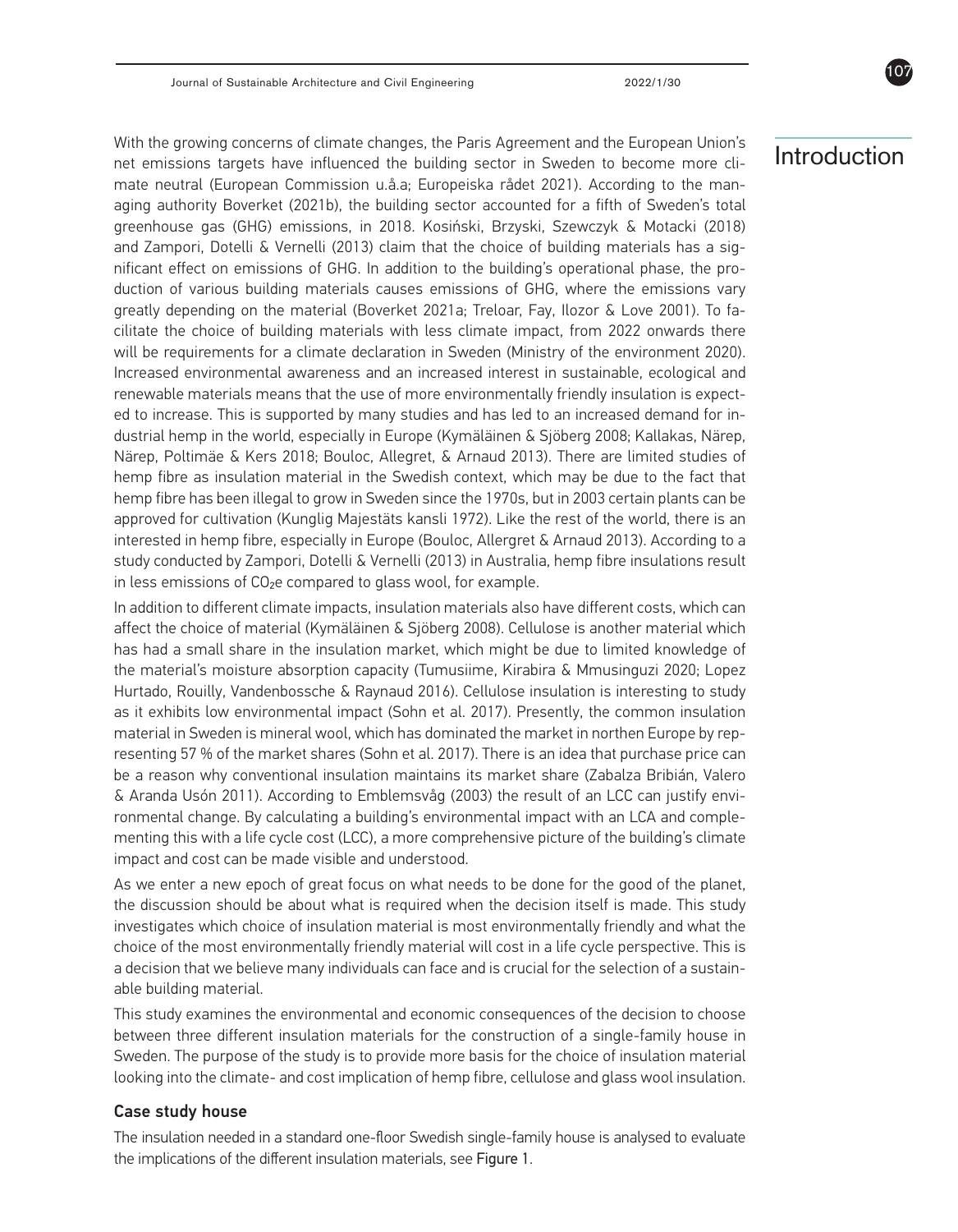# Introduction

With the growing concerns of climate changes, the Paris Agreement and the European Union's net emissions targets have influenced the building sector in Sweden to become more climate neutral (European Commission u.å.a; Europeiska rådet 2021). According to the managing authority Boverket (2021b), the building sector accounted for a fifth of Sweden's total greenhouse gas (GHG) emissions, in 2018. Kosiński, Brzyski, Szewczyk & Motacki (2018) and Zampori, Dotelli & Vernelli (2013) claim that the choice of building materials has a significant effect on emissions of GHG. In addition to the building's operational phase, the production of various building materials causes emissions of GHG, where the emissions vary greatly depending on the material (Boverket 2021a; Treloar, Fay, Ilozor & Love 2001). To facilitate the choice of building materials with less climate impact, from 2022 onwards there will be requirements for a climate declaration in Sweden (Ministry of the environment 2020). Increased environmental awareness and an increased interest in sustainable, ecological and renewable materials means that the use of more environmentally friendly insulation is expected to increase. This is supported by many studies and has led to an increased demand for industrial hemp in the world, especially in Europe (Kymäläinen & Sjöberg 2008; Kallakas, Närep, Närep, Poltimäe & Kers 2018; Bouloc, Allegret, & Arnaud 2013). There are limited studies of hemp fibre as insulation material in the Swedish context, which may be due to the fact that hemp fibre has been illegal to grow in Sweden since the 1970s, but in 2003 certain plants can be approved for cultivation (Kunglig Majestäts kansli 1972). Like the rest of the world, there is an interested in hemp fibre, especially in Europe (Bouloc, Allergret & Arnaud 2013). According to a study conducted by Zampori, Dotelli & Vernelli (2013) in Australia, hemp fibre insulations result in less emissions of $CO_2e$ compared to glass wool, for example.

In addition to different climate impacts, insulation materials also have different costs, which can affect the choice of material (Kymäläinen & Sjöberg 2008). Cellulose is another material which has had a small share in the insulation market, which might be due to limited knowledge of the material's moisture absorption capacity (Tumusiime, Kirabira & Mmusinguzi 2020; Lopez Hurtado, Rouilly, Vandenbossche & Raynaud 2016). Cellulose insulation is interesting to study as it exhibits low environmental impact (Sohn et al. 2017). Presently, the common insulation material in Sweden is mineral wool, which has dominated the market in northen Europe by representing 57 % of the market shares (Sohn et al. 2017). There is an idea that purchase price can be a reason why conventional insulation maintains its market share (Zabalza Bribián, Valero & Aranda Usón 2011). According to Emblemsvåg (2003) the result of an LCC can justify environmental change. By calculating a building's environmental impact with an LCA and complementing this with a life cycle cost (LCC), a more comprehensive picture of the building's climate impact and cost can be made visible and understood.

As we enter a new epoch of great focus on what needs to be done for the good of the planet, the discussion should be about what is required when the decision itself is made. This study investigates which choice of insulation material is most environmentally friendly and what the choice of the most environmentally friendly material will cost in a life cycle perspective. This is a decision that we believe many individuals can face and is crucial for the selection of a sustainable building material.

This study examines the environmental and economic consequences of the decision to choose between three different insulation materials for the construction of a single-family house in Sweden. The purpose of the study is to provide more basis for the choice of insulation material looking into the climate- and cost implication of hemp fibre, cellulose and glass wool insulation.

### Case study house

The insulation needed in a standard one-floor Swedish single-family house is analysed to evaluate the implications of the different insulation materials, see Figure 1.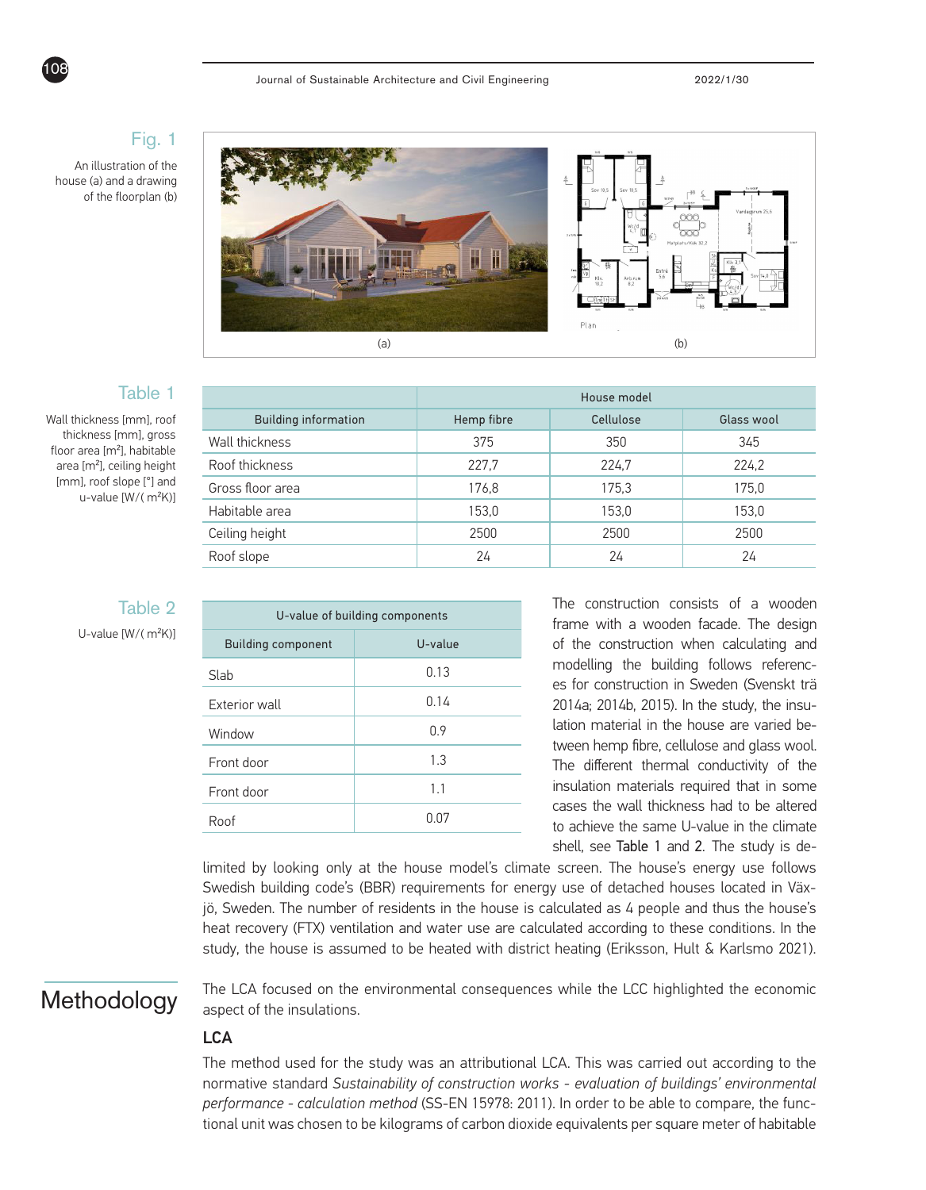Fig. 1

An illustration of the house (a) and a drawing of the floorplan (b)

Table 1

Wall thickness [mm], roof thickness [mm], gross floor area [m²], habitable area [m²], ceiling height [mm], roof slope [°] and u-value [W/( m²K)]

| | House model | | |
|---|---|---|---|
| Building information | Hemp fibre | Cellulose | Glass wool |
| Wall thickness | 375 | 350 | 345 |
| Roof thickness | 227,7 | 224,7 | 224,2 |
| Gross floor area | 176,8 | 175,3 | 175,0 |
| Habitable area | 153,0 | 153,0 | 153,0 |
| Ceiling height | 2500 | 2500 | 2500 |
| Roof slope | 24 | 24 | 24 |

Table 2

U-value [W/( m²K)]

| U-value of building components | |
|---|---|
| Building component | U-value |
| Slab | 0.13 |
| Exterior wall | 0.14 |
| Window | 0.9 |
| Front door | 1.3 |
| Front door | 1.1 |
| Roof | 0.07 |

The construction consists of a wooden frame with a wooden facade. The design of the construction when calculating and modelling the building follows references for construction in Sweden (Svenskt trä 2014a; 2014b, 2015). In the study, the insulation material in the house are varied between hemp fibre, cellulose and glass wool. The different thermal conductivity of the insulation materials required that in some cases the wall thickness had to be altered to achieve the same U-value in the climate shell, see Table 1 and 2. The study is delimited by looking only at the house model's climate screen. The house's energy use follows Swedish building code's (BBR) requirements for energy use of detached houses located in Växjö, Sweden. The number of residents in the house is calculated as 4 people and thus the house's heat recovery (FTX) ventilation and water use are calculated according to these conditions. In the study, the house is assumed to be heated with district heating (Eriksson, Hult & Karlsmo 2021).

# Methodology

The LCA focused on the environmental consequences while the LCC highlighted the economic aspect of the insulations.

## LCA

The method used for the study was an attributional LCA. This was carried out according to the normative standard *Sustainability of construction works - evaluation of buildings' environmental performance - calculation method* (SS-EN 15978: 2011). In order to be able to compare, the functional unit was chosen to be kilograms of carbon dioxide equivalents per square meter of habitable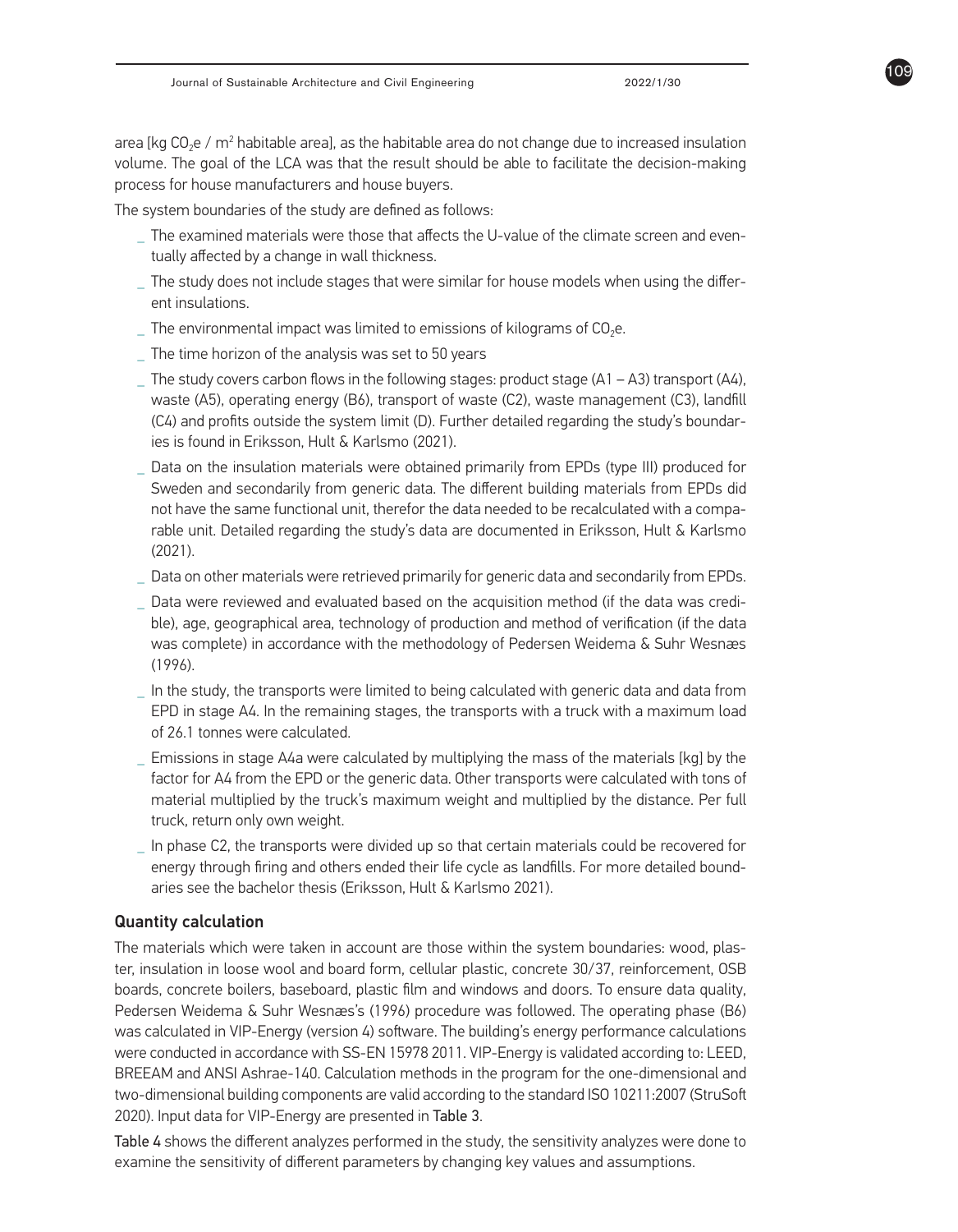area [kg $CO_2e$ / $m^2$ habitable area], as the habitable area do not change due to increased insulation volume. The goal of the LCA was that the result should be able to facilitate the decision-making process for house manufacturers and house buyers.

The system boundaries of the study are defined as follows:

- The examined materials were those that affects the U-value of the climate screen and eventually affected by a change in wall thickness.
- The study does not include stages that were similar for house models when using the different insulations.
- The environmental impact was limited to emissions of kilograms of $CO_2e$.
- The time horizon of the analysis was set to 50 years
- The study covers carbon flows in the following stages: product stage (A1 – A3) transport (A4), waste (A5), operating energy (B6), transport of waste (C2), waste management (C3), landfill (C4) and profits outside the system limit (D). Further detailed regarding the study's boundaries is found in Eriksson, Hult & Karlsmo (2021).
- Data on the insulation materials were obtained primarily from EPDs (type III) produced for Sweden and secondarily from generic data. The different building materials from EPDs did not have the same functional unit, therefor the data needed to be recalculated with a comparable unit. Detailed regarding the study's data are documented in Eriksson, Hult & Karlsmo (2021).
- Data on other materials were retrieved primarily for generic data and secondarily from EPDs.
- Data were reviewed and evaluated based on the acquisition method (if the data was credible), age, geographical area, technology of production and method of verification (if the data was complete) in accordance with the methodology of Pedersen Weidema & Suhr Wesnæs (1996).
- In the study, the transports were limited to being calculated with generic data and data from EPD in stage A4. In the remaining stages, the transports with a truck with a maximum load of 26.1 tonnes were calculated.
- Emissions in stage A4a were calculated by multiplying the mass of the materials [kg] by the factor for A4 from the EPD or the generic data. Other transports were calculated with tons of material multiplied by the truck's maximum weight and multiplied by the distance. Per full truck, return only own weight.
- In phase C2, the transports were divided up so that certain materials could be recovered for energy through firing and others ended their life cycle as landfills. For more detailed boundaries see the bachelor thesis (Eriksson, Hult & Karlsmo 2021).

## Quantity calculation

The materials which were taken in account are those within the system boundaries: wood, plaster, insulation in loose wool and board form, cellular plastic, concrete 30/37, reinforcement, OSB boards, concrete boilers, baseboard, plastic film and windows and doors. To ensure data quality, Pedersen Weidema & Suhr Wesnæs's (1996) procedure was followed. The operating phase (B6) was calculated in VIP-Energy (version 4) software. The building's energy performance calculations were conducted in accordance with SS-EN 15978 2011. VIP-Energy is validated according to: LEED, BREEAM and ANSI Ashrae-140. Calculation methods in the program for the one-dimensional and two-dimensional building components are valid according to the standard ISO 10211:2007 (StruSoft 2020). Input data for VIP-Energy are presented in Table 3.

Table 4 shows the different analyzes performed in the study, the sensitivity analyzes were done to examine the sensitivity of different parameters by changing key values and assumptions.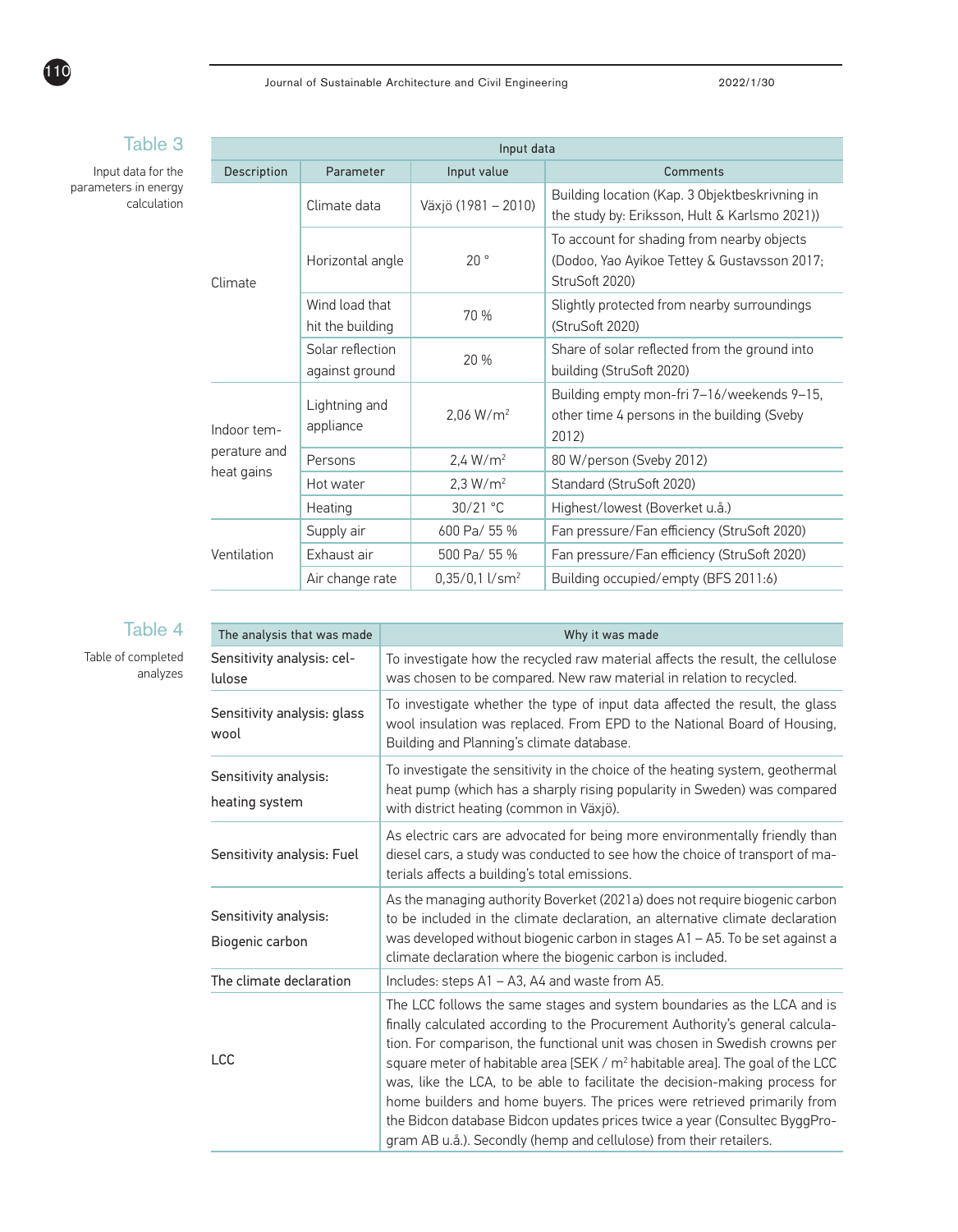**Table 3**

Input data for the parameters in energy calculation

| Input data | | | |
|---|---|---|---|
| Description | Parameter | Input value | Comments |
| Climate | Climate data | Växjö (1981 – 2010) | Building location (Kap. 3 Objektbeskrivning in the study by: Eriksson, Hult & Karlsmo 2021)) |
| | Horizontal angle | 20 ° | To account for shading from nearby objects (Dodoo, Yao Ayikoe Tettey & Gustavsson 2017; StruSoft 2020) |
| | Wind load that hit the building | 70 % | Slightly protected from nearby surroundings (StruSoft 2020) |
| | Solar reflection against ground | 20 % | Share of solar reflected from the ground into building (StruSoft 2020) |
| Indoor temperature and heat gains | Lightning and appliance | 2,06 W/m² | Building empty mon-fri 7–16/weekends 9–15, other time 4 persons in the building (Sveby 2012) |
| | Persons | 2,4 W/m² | 80 W/person (Sveby 2012) |
| | Hot water | 2,3 W/m² | Standard (StruSoft 2020) |
| | Heating | 30/21 °C | Highest/lowest (Boverket u.å.) |
| Ventilation | Supply air | 600 Pa/ 55 % | Fan pressure/Fan efficiency (StruSoft 2020) |
| | Exhaust air | 500 Pa/ 55 % | Fan pressure/Fan efficiency (StruSoft 2020) |
| | Air change rate | 0,35/0,1 l/sm² | Building occupied/empty (BFS 2011:6) |

**Table 4**

Table of completed analyzes

| The analysis that was made | Why it was made |
|---|---|
| Sensitivity analysis: cellulose | To investigate how the recycled raw material affects the result, the cellulose was chosen to be compared. New raw material in relation to recycled. |
| Sensitivity analysis: glass wool | To investigate whether the type of input data affected the result, the glass wool insulation was replaced. From EPD to the National Board of Housing, Building and Planning's climate database. |
| Sensitivity analysis: heating system | To investigate the sensitivity in the choice of the heating system, geothermal heat pump (which has a sharply rising popularity in Sweden) was compared with district heating (common in Växjö). |
| Sensitivity analysis: Fuel | As electric cars are advocated for being more environmentally friendly than diesel cars, a study was conducted to see how the choice of transport of materials affects a building's total emissions. |
| Sensitivity analysis: Biogenic carbon | As the managing authority Boverket (2021a) does not require biogenic carbon to be included in the climate declaration, an alternative climate declaration was developed without biogenic carbon in stages A1 – A5. To be set against a climate declaration where the biogenic carbon is included. |
| The climate declaration | Includes: steps A1 – A3, A4 and waste from A5. |
| LCC | The LCC follows the same stages and system boundaries as the LCA and is finally calculated according to the Procurement Authority's general calculation. For comparison, the functional unit was chosen in Swedish crowns per square meter of habitable area [SEK / m² habitable area]. The goal of the LCC was, like the LCA, to be able to facilitate the decision-making process for home builders and home buyers. The prices were retrieved primarily from the Bidcon database Bidcon updates prices twice a year (Consultec ByggProgram AB u.å.). Secondly (hemp and cellulose) from their retailers. |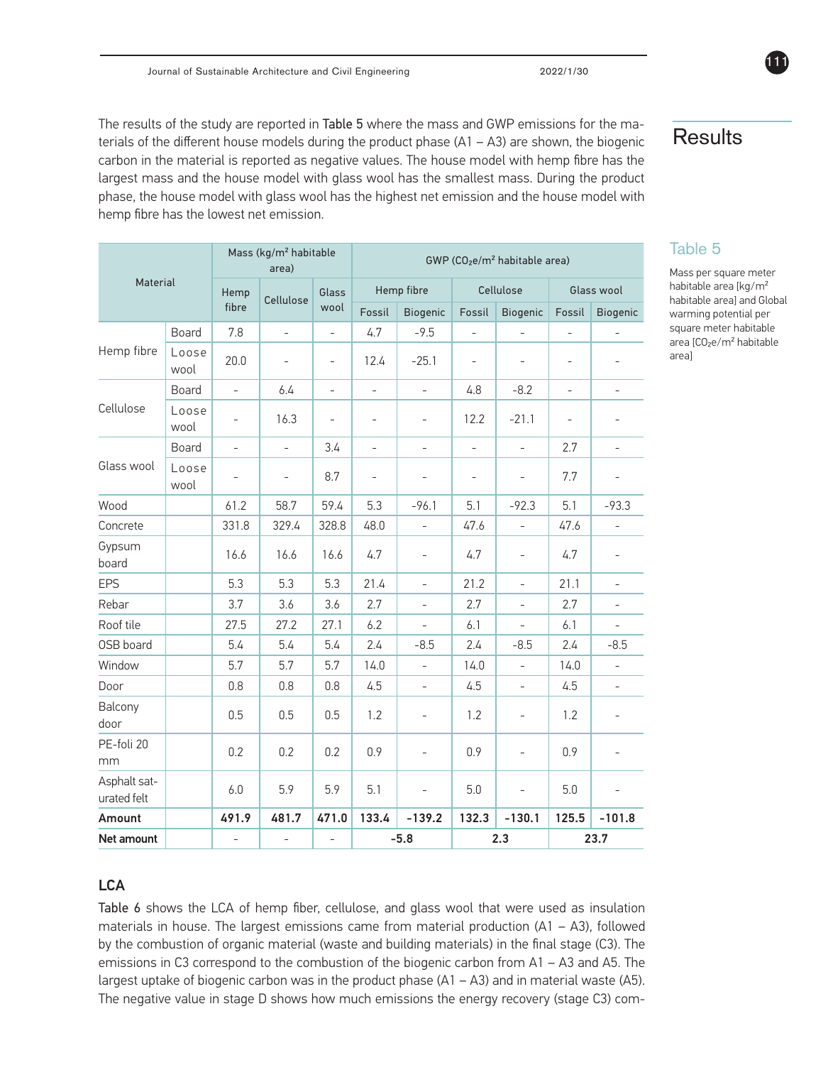## Results

The results of the study are reported in Table 5 where the mass and GWP emissions for the materials of the different house models during the product phase (A1 – A3) are shown, the biogenic carbon in the material is reported as negative values. The house model with hemp fibre has the largest mass and the house model with glass wool has the smallest mass. During the product phase, the house model with glass wool has the highest net emission and the house model with hemp fibre has the lowest net emission.

Table 5

Mass per square meter habitable area [kg/m²  habitable area] and Global warming potential per square meter habitable area [$CO_2$e/m² habitable area]

| Material | | Mass (kg/m² habitable area) | | | GWP ($CO_2$e/m² habitable area) | | | | | |
|---|---|---|---|---|---|---|---|---|---|---|
| | | Hemp fibre | Cellulose | Glass wool | Hemp fibre | | Cellulose | | Glass wool | |
| | | | | | Fossil | Biogenic | Fossil | Biogenic | Fossil | Biogenic |
| Hemp fibre | Board | 7.8 | - | - | 4.7 | -9.5 | - | - | - | - |
| | Loose wool | 20.0 | - | - | 12.4 | -25.1 | - | - | - | - |
| Cellulose | Board | - | 6.4 | - | - | - | 4.8 | -8.2 | - | - |
| | Loose wool | - | 16.3 | - | - | - | 12.2 | -21.1 | - | - |
| Glass wool | Board | - | - | 3.4 | - | - | - | - | 2.7 | - |
| | Loose wool | - | - | 8.7 | - | - | - | - | 7.7 | - |
| Wood | | 61.2 | 58.7 | 59.4 | 5.3 | -96.1 | 5.1 | -92.3 | 5.1 | -93.3 |
| Concrete | | 331.8 | 329.4 | 328.8 | 48.0 | - | 47.6 | - | 47.6 | - |
| Gypsum board | | 16.6 | 16.6 | 16.6 | 4.7 | - | 4.7 | - | 4.7 | - |
| EPS | | 5.3 | 5.3 | 5.3 | 21.4 | - | 21.2 | - | 21.1 | - |
| Rebar | | 3.7 | 3.6 | 3.6 | 2.7 | - | 2.7 | - | 2.7 | - |
| Roof tile | | 27.5 | 27.2 | 27.1 | 6.2 | - | 6.1 | - | 6.1 | - |
| OSB board | | 5.4 | 5.4 | 5.4 | 2.4 | -8.5 | 2.4 | -8.5 | 2.4 | -8.5 |
| Window | | 5.7 | 5.7 | 5.7 | 14.0 | - | 14.0 | - | 14.0 | - |
| Door | | 0.8 | 0.8 | 0.8 | 4.5 | - | 4.5 | - | 4.5 | - |
| Balcony door | | 0.5 | 0.5 | 0.5 | 1.2 | - | 1.2 | - | 1.2 | - |
| PE-foli 20 mm | | 0.2 | 0.2 | 0.2 | 0.9 | - | 0.9 | - | 0.9 | - |
| Asphalt saturated felt | | 6.0 | 5.9 | 5.9 | 5.1 | - | 5.0 | - | 5.0 | - |
| **Amount** | | **491.9** | **481.7** | **471.0** | **133.4** | **-139.2** | **132.3** | **-130.1** | **125.5** | **-101.8** |
| **Net amount** | | - | - | - | **-5.8** | | **2.3** | | **23.7** | |

### LCA

Table 6 shows the LCA of hemp fiber, cellulose, and glass wool that were used as insulation materials in house. The largest emissions came from material production (A1 – A3), followed by the combustion of organic material (waste and building materials) in the final stage (C3). The emissions in C3 correspond to the combustion of the biogenic carbon from A1 – A3 and A5. The largest uptake of biogenic carbon was in the product phase (A1 – A3) and in material waste (A5). The negative value in stage D shows how much emissions the energy recovery (stage C3) com-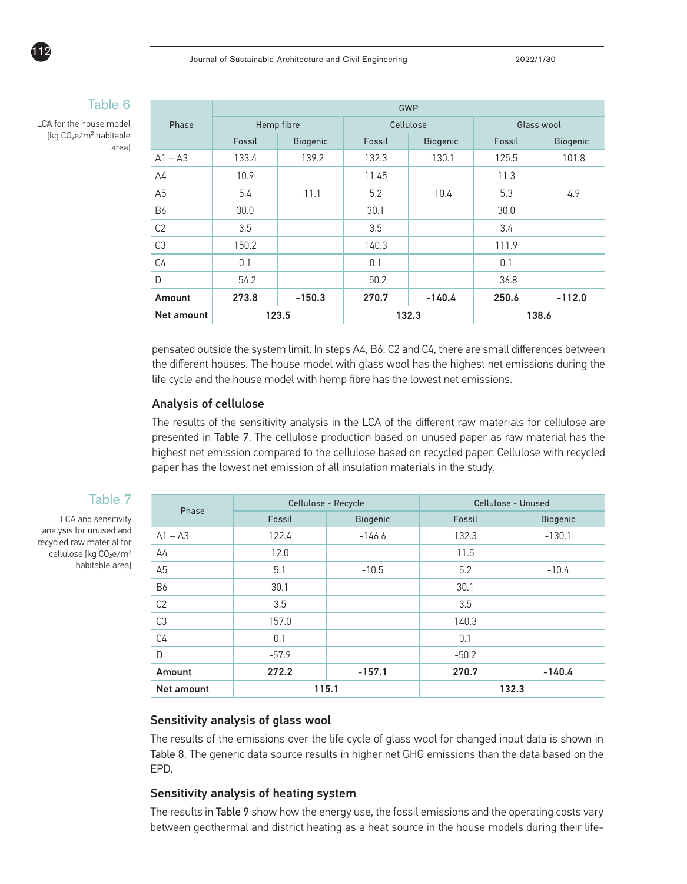Table 6

LCA for the house model [kg $CO_2e/m^2$ habitable area]

| Phase | GWP | | | | | |
|---|---|---|---|---|---|---|
| | Hemp fibre | | Cellulose | | Glass wool | |
| | Fossil | Biogenic | Fossil | Biogenic | Fossil | Biogenic |
| A1 – A3 | 133.4 | -139.2 | 132.3 | -130.1 | 125.5 | -101.8 |
| A4 | 10.9 | | 11.45 | | 11.3 | |
| A5 | 5.4 | -11.1 | 5.2 | -10.4 | 5.3 | -4.9 |
| B6 | 30.0 | | 30.1 | | 30.0 | |
| C2 | 3.5 | | 3.5 | | 3.4 | |
| C3 | 150.2 | | 140.3 | | 111.9 | |
| C4 | 0.1 | | 0.1 | | 0.1 | |
| D | -54.2 | | -50.2 | | -36.8 | |
| **Amount** | **273.8** | **-150.3** | **270.7** | **-140.4** | **250.6** | **-112.0** |
| **Net amount** | **123.5** | | **132.3** | | **138.6** | |

pensated outside the system limit. In steps A4, B6, C2 and C4, there are small differences between the different houses. The house model with glass wool has the highest net emissions during the life cycle and the house model with hemp fibre has the lowest net emissions.

### Analysis of cellulose

The results of the sensitivity analysis in the LCA of the different raw materials for cellulose are presented in Table 7. The cellulose production based on unused paper as raw material has the highest net emission compared to the cellulose based on recycled paper. Cellulose with recycled paper has the lowest net emission of all insulation materials in the study.

Table 7

LCA and sensitivity analysis for unused and recycled raw material for cellulose [kg $CO_2e/m^2$ habitable area]

| Phase | Cellulose - Recycle | | Cellulose - Unused | |
|---|---|---|---|---|
| | Fossil | Biogenic | Fossil | Biogenic |
| A1 – A3 | 122.4 | -146.6 | 132.3 | -130.1 |
| A4 | 12.0 | | 11.5 | |
| A5 | 5.1 | -10.5 | 5.2 | -10.4 |
| B6 | 30.1 | | 30.1 | |
| C2 | 3.5 | | 3.5 | |
| C3 | 157.0 | | 140.3 | |
| C4 | 0.1 | | 0.1 | |
| D | -57.9 | | -50.2 | |
| **Amount** | **272.2** | **-157.1** | **270.7** | **-140.4** |
| **Net amount** | **115.1** | | **132.3** | |

### Sensitivity analysis of glass wool

The results of the emissions over the life cycle of glass wool for changed input data is shown in Table 8. The generic data source results in higher net GHG emissions than the data based on the EPD.

### Sensitivity analysis of heating system

The results in Table 9 show how the energy use, the fossil emissions and the operating costs vary between geothermal and district heating as a heat source in the house models during their life-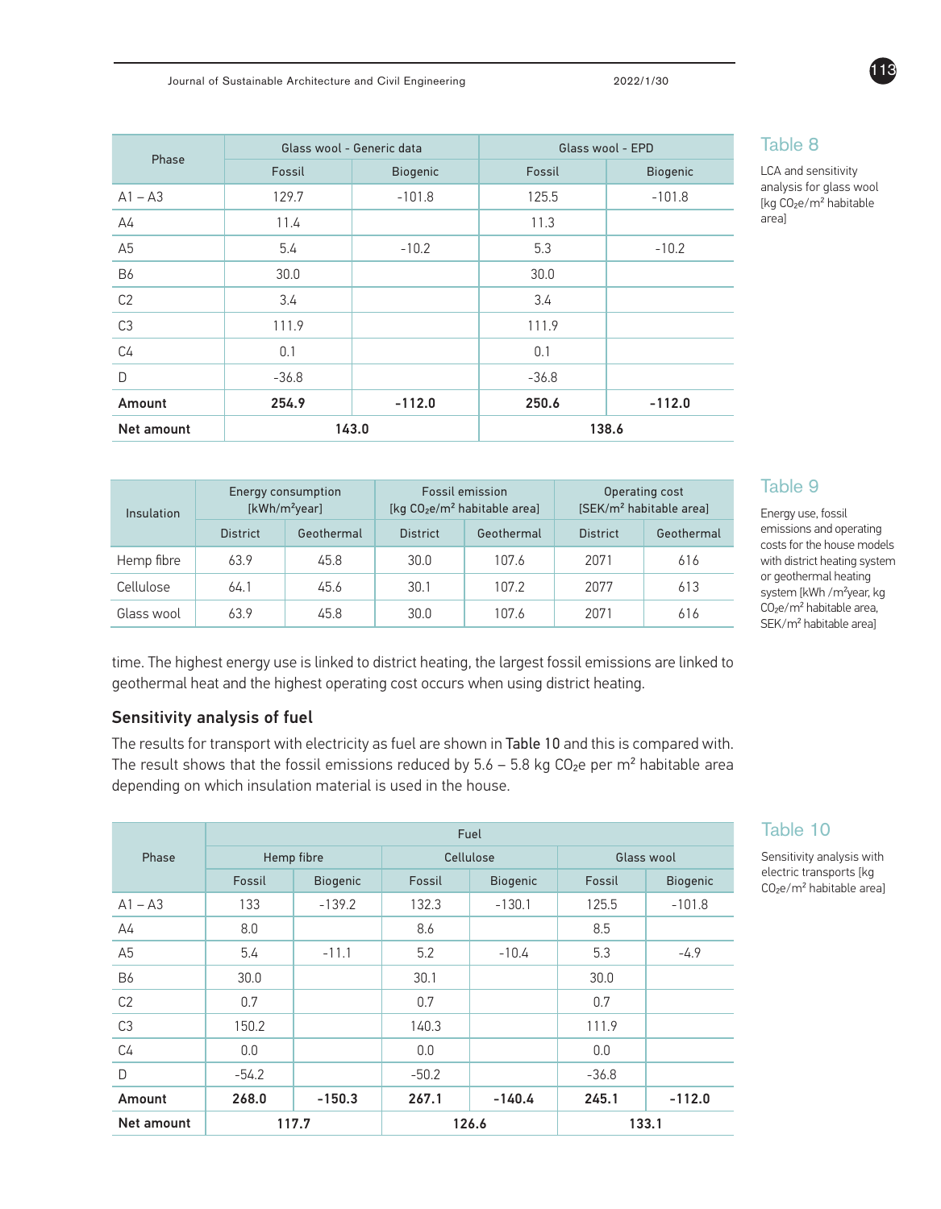Table 8

LCA and sensitivity analysis for glass wool [kg $CO_2e/m^2$ habitable area]

| Phase | Glass wool - Generic data | | Glass wool - EPD | |
|---|---|---|---|---|
| | Fossil | Biogenic | Fossil | Biogenic |
| A1 – A3 | 129.7 | -101.8 | 125.5 | -101.8 |
| A4 | 11.4 | | 11.3 | |
| A5 | 5.4 | -10.2 | 5.3 | -10.2 |
| B6 | 30.0 | | 30.0 | |
| C2 | 3.4 | | 3.4 | |
| C3 | 111.9 | | 111.9 | |
| C4 | 0.1 | | 0.1 | |
| D | -36.8 | | -36.8 | |
| **Amount** | **254.9** | **-112.0** | **250.6** | **-112.0** |
| **Net amount** | **143.0** | | **138.6** | |

Table 9

Energy use, fossil emissions and operating costs for the house models with district heating system or geothermal heating system [kWh /m²year, kg $CO_2e/m^2$ habitable area, SEK/m² habitable area]

| Insulation | Energy consumption [kWh/m²year] | | Fossil emission [kg $CO_2e/m^2$ habitable area] | | Operating cost [SEK/m² habitable area] | |
|---|---|---|---|---|---|---|
| | District | Geothermal | District | Geothermal | District | Geothermal |
| Hemp fibre | 63.9 | 45.8 | 30.0 | 107.6 | 2071 | 616 |
| Cellulose | 64.1 | 45.6 | 30.1 | 107.2 | 2077 | 613 |
| Glass wool | 63.9 | 45.8 | 30.0 | 107.6 | 2071 | 616 |

time. The highest energy use is linked to district heating, the largest fossil emissions are linked to geothermal heat and the highest operating cost occurs when using district heating.

### Sensitivity analysis of fuel

The results for transport with electricity as fuel are shown in Table 10 and this is compared with. The result shows that the fossil emissions reduced by 5.6 – 5.8 kg $CO_2e$ per m² habitable area depending on which insulation material is used in the house.

Table 10

Sensitivity analysis with electric transports [kg $CO_2e/m^2$ habitable area]

| Phase | Fuel | | | | | |
|---|---|---|---|---|---|---|
| | Hemp fibre | | Cellulose | | Glass wool | |
| | Fossil | Biogenic | Fossil | Biogenic | Fossil | Biogenic |
| A1 – A3 | 133 | -139.2 | 132.3 | -130.1 | 125.5 | -101.8 |
| A4 | 8.0 | | 8.6 | | 8.5 | |
| A5 | 5.4 | -11.1 | 5.2 | -10.4 | 5.3 | -4.9 |
| B6 | 30.0 | | 30.1 | | 30.0 | |
| C2 | 0.7 | | 0.7 | | 0.7 | |
| C3 | 150.2 | | 140.3 | | 111.9 | |
| C4 | 0.0 | | 0.0 | | 0.0 | |
| D | -54.2 | | -50.2 | | -36.8 | |
| **Amount** | **268.0** | **-150.3** | **267.1** | **-140.4** | **245.1** | **-112.0** |
| **Net amount** | **117.7** | | **126.6** | | **133.1** | |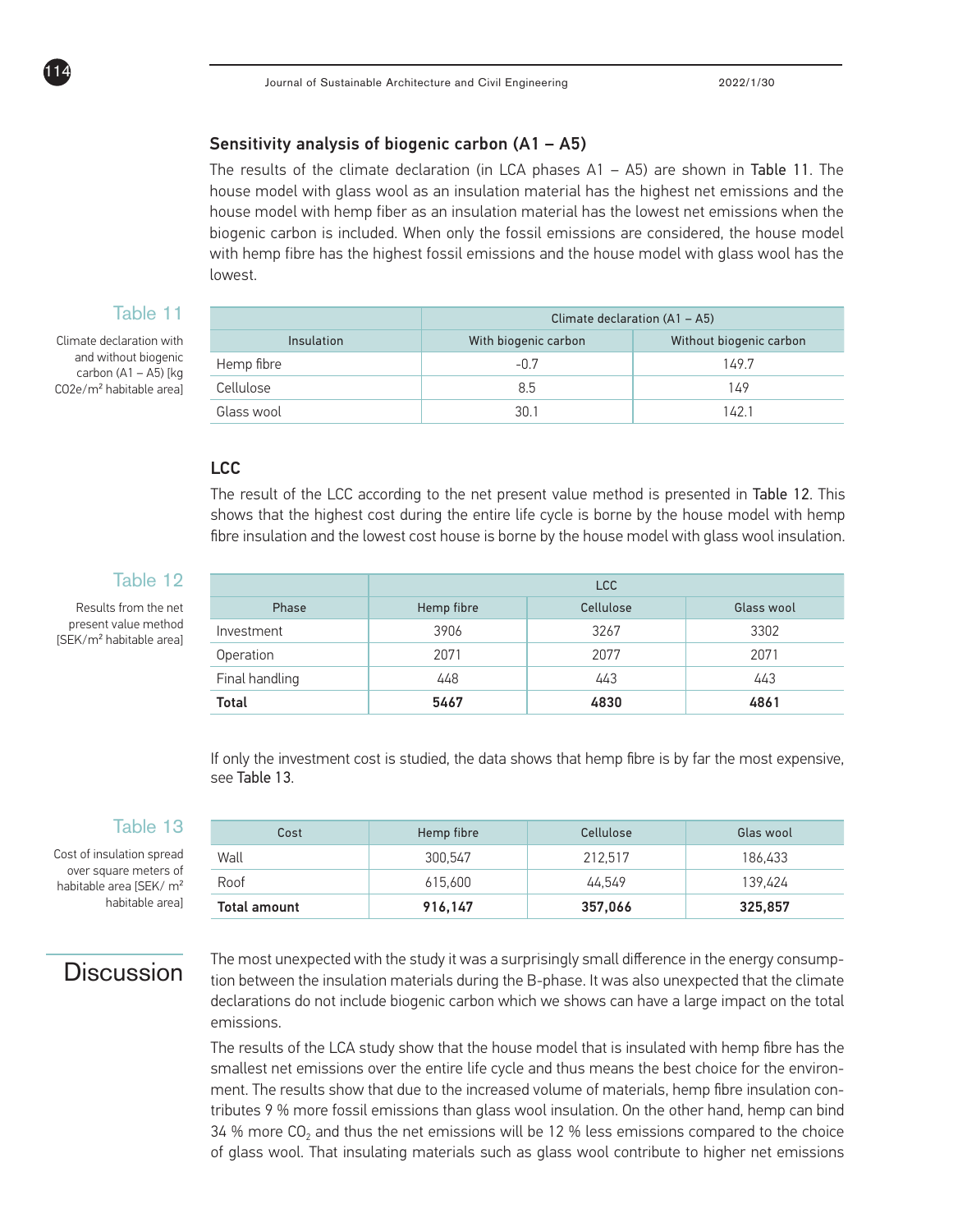### Sensitivity analysis of biogenic carbon (A1 – A5)

The results of the climate declaration (in LCA phases A1 – A5) are shown in Table 11. The house model with glass wool as an insulation material has the highest net emissions and the house model with hemp fiber as an insulation material has the lowest net emissions when the biogenic carbon is included. When only the fossil emissions are considered, the house model with hemp fibre has the highest fossil emissions and the house model with glass wool has the lowest.

**Table 11**

Climate declaration with and without biogenic carbon (A1 – A5) [kg CO2e/m² habitable area]

| | Climate declaration (A1 – A5) | |
|---|---|---|
| Insulation | With biogenic carbon | Without biogenic carbon |
| Hemp fibre | -0.7 | 149.7 |
| Cellulose | 8.5 | 149 |
| Glass wool | 30.1 | 142.1 |

### LCC

The result of the LCC according to the net present value method is presented in Table 12. This shows that the highest cost during the entire life cycle is borne by the house model with hemp fibre insulation and the lowest cost house is borne by the house model with glass wool insulation.

**Table 12**

Results from the net present value method [SEK/m² habitable area]

| | LCC | | |
|---|---|---|---|
| Phase | Hemp fibre | Cellulose | Glass wool |
| Investment | 3906 | 3267 | 3302 |
| Operation | 2071 | 2077 | 2071 |
| Final handling | 448 | 443 | 443 |
| **Total** | **5467** | **4830** | **4861** |

If only the investment cost is studied, the data shows that hemp fibre is by far the most expensive, see Table 13.

**Table 13**

Cost of insulation spread over square meters of habitable area [SEK/ m² habitable area]

| Cost | Hemp fibre | Cellulose | Glas wool |
|---|---|---|---|
| Wall | 300,547 | 212,517 | 186,433 |
| Roof | 615,600 | 44,549 | 139,424 |
| **Total amount** | **916,147** | **357,066** | **325,857** |

# Discussion

The most unexpected with the study it was a surprisingly small difference in the energy consumption between the insulation materials during the B-phase. It was also unexpected that the climate declarations do not include biogenic carbon which we shows can have a large impact on the total emissions.

The results of the LCA study show that the house model that is insulated with hemp fibre has the smallest net emissions over the entire life cycle and thus means the best choice for the environment. The results show that due to the increased volume of materials, hemp fibre insulation contributes 9 % more fossil emissions than glass wool insulation. On the other hand, hemp can bind 34 % more $CO_2$ and thus the net emissions will be 12 % less emissions compared to the choice of glass wool. That insulating materials such as glass wool contribute to higher net emissions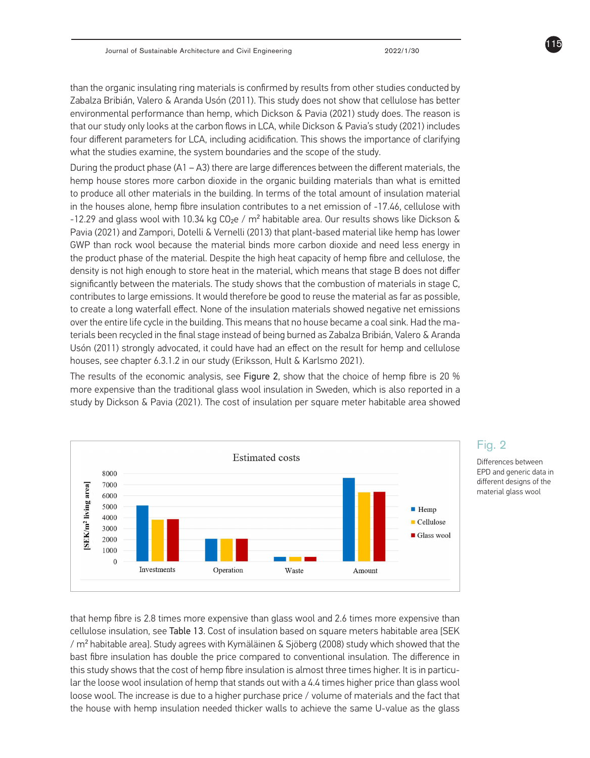than the organic insulating ring materials is confirmed by results from other studies conducted by Zabalza Bribián, Valero & Aranda Usón (2011). This study does not show that cellulose has better environmental performance than hemp, which Dickson & Pavia (2021) study does. The reason is that our study only looks at the carbon flows in LCA, while Dickson & Pavia's study (2021) includes four different parameters for LCA, including acidification. This shows the importance of clarifying what the studies examine, the system boundaries and the scope of the study.

During the product phase (A1 – A3) there are large differences between the different materials, the hemp house stores more carbon dioxide in the organic building materials than what is emitted to produce all other materials in the building. In terms of the total amount of insulation material in the houses alone, hemp fibre insulation contributes to a net emission of -17.46, cellulose with -12.29 and glass wool with 10.34 kg $CO_2e$ / m² habitable area. Our results shows like Dickson & Pavia (2021) and Zampori, Dotelli & Vernelli (2013) that plant-based material like hemp has lower GWP than rock wool because the material binds more carbon dioxide and need less energy in the product phase of the material. Despite the high heat capacity of hemp fibre and cellulose, the density is not high enough to store heat in the material, which means that stage B does not differ significantly between the materials. The study shows that the combustion of materials in stage C, contributes to large emissions. It would therefore be good to reuse the material as far as possible, to create a long waterfall effect. None of the insulation materials showed negative net emissions over the entire life cycle in the building. This means that no house became a coal sink. Had the materials been recycled in the final stage instead of being burned as Zabalza Bribián, Valero & Aranda Usón (2011) strongly advocated, it could have had an effect on the result for hemp and cellulose houses, see chapter 6.3.1.2 in our study (Eriksson, Hult & Karlsmo 2021).

The results of the economic analysis, see Figure 2, show that the choice of hemp fibre is 20 % more expensive than the traditional glass wool insulation in Sweden, which is also reported in a study by Dickson & Pavia (2021). The cost of insulation per square meter habitable area showed

Fig. 2

Differences between EPD and generic data in different designs of the material glass wool

that hemp fibre is 2.8 times more expensive than glass wool and 2.6 times more expensive than cellulose insulation, see Table 13. Cost of insulation based on square meters habitable area [SEK / m² habitable area]. Study agrees with Kymäläinen & Sjöberg (2008) study which showed that the bast fibre insulation has double the price compared to conventional insulation. The difference in this study shows that the cost of hemp fibre insulation is almost three times higher. It is in particular the loose wool insulation of hemp that stands out with a 4.4 times higher price than glass wool loose wool. The increase is due to a higher purchase price / volume of materials and the fact that the house with hemp insulation needed thicker walls to achieve the same U-value as the glass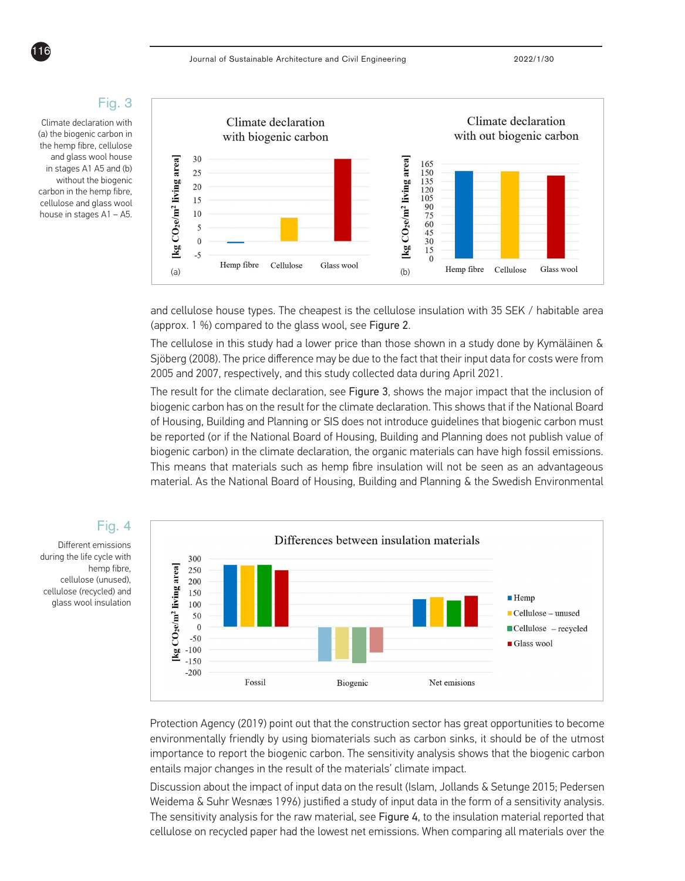Fig. 3

Climate declaration with (a) the biogenic carbon in the hemp fibre, cellulose and glass wool house in stages A1 A5 and (b) without the biogenic carbon in the hemp fibre, cellulose and glass wool house in stages A1 – A5.

and cellulose house types. The cheapest is the cellulose insulation with 35 SEK / habitable area (approx. 1 %) compared to the glass wool, see Figure 2.

The cellulose in this study had a lower price than those shown in a study done by Kymäläinen & Sjöberg (2008). The price difference may be due to the fact that their input data for costs were from 2005 and 2007, respectively, and this study collected data during April 2021.

The result for the climate declaration, see Figure 3, shows the major impact that the inclusion of biogenic carbon has on the result for the climate declaration. This shows that if the National Board of Housing, Building and Planning or SIS does not introduce guidelines that biogenic carbon must be reported (or if the National Board of Housing, Building and Planning does not publish value of biogenic carbon) in the climate declaration, the organic materials can have high fossil emissions. This means that materials such as hemp fibre insulation will not be seen as an advantageous material. As the National Board of Housing, Building and Planning & the Swedish Environmental Protection Agency (2019) point out that the construction sector has great opportunities to become environmentally friendly by using biomaterials such as carbon sinks, it should be of the utmost importance to report the biogenic carbon. The sensitivity analysis shows that the biogenic carbon entails major changes in the result of the materials' climate impact.

Fig. 4

Different emissions during the life cycle with hemp fibre, cellulose (unused), cellulose (recycled) and glass wool insulation

Discussion about the impact of input data on the result (Islam, Jollands & Setunge 2015; Pedersen Weidema & Suhr Wesnæs 1996) justified a study of input data in the form of a sensitivity analysis. The sensitivity analysis for the raw material, see Figure 4, to the insulation material reported that cellulose on recycled paper had the lowest net emissions. When comparing all materials over the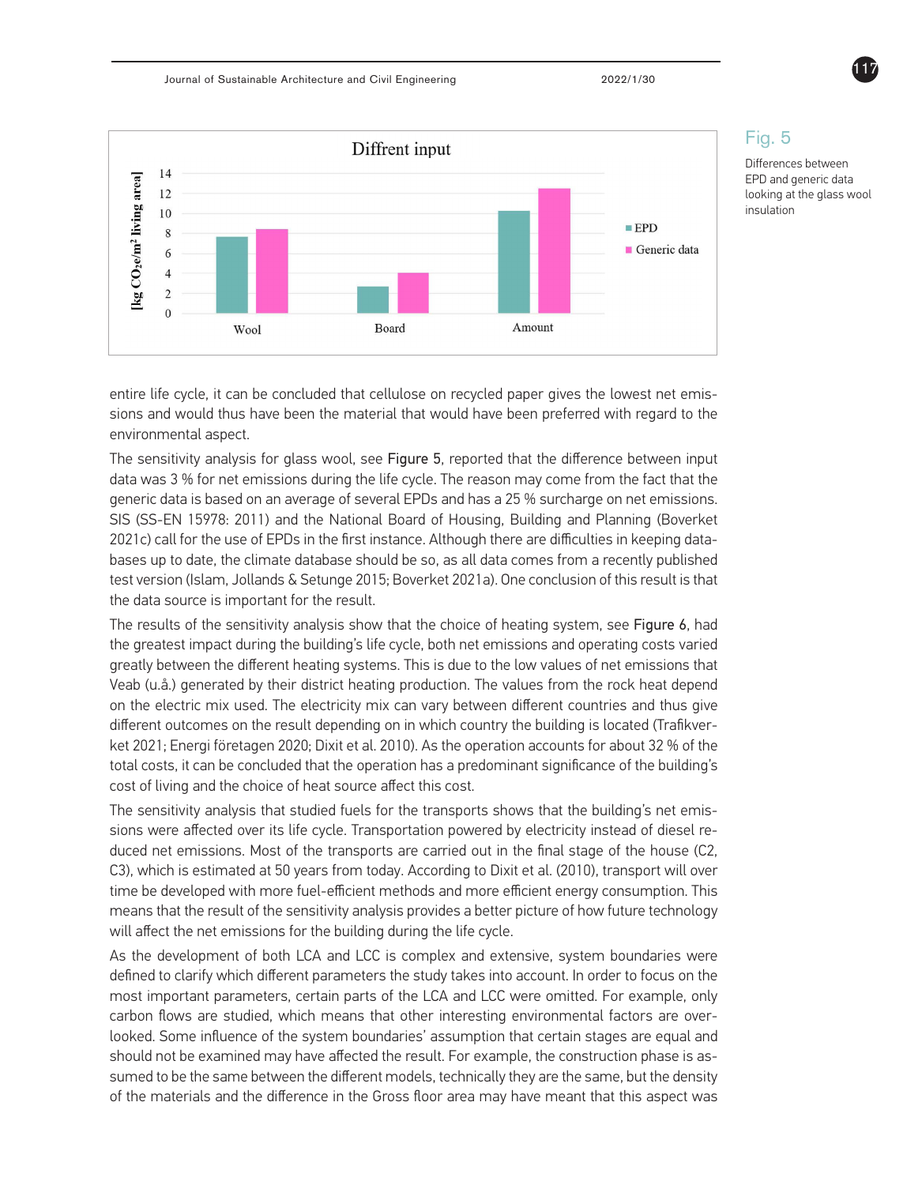Fig. 5

Differences between EPD and generic data looking at the glass wool insulation

entire life cycle, it can be concluded that cellulose on recycled paper gives the lowest net emissions and would thus have been the material that would have been preferred with regard to the environmental aspect.

The sensitivity analysis for glass wool, see Figure 5, reported that the difference between input data was 3 % for net emissions during the life cycle. The reason may come from the fact that the generic data is based on an average of several EPDs and has a 25 % surcharge on net emissions. SIS (SS-EN 15978: 2011) and the National Board of Housing, Building and Planning (Boverket 2021c) call for the use of EPDs in the first instance. Although there are difficulties in keeping databases up to date, the climate database should be so, as all data comes from a recently published test version (Islam, Jollands & Setunge 2015; Boverket 2021a). One conclusion of this result is that the data source is important for the result.

The results of the sensitivity analysis show that the choice of heating system, see Figure 6, had the greatest impact during the building's life cycle, both net emissions and operating costs varied greatly between the different heating systems. This is due to the low values of net emissions that Veab (u.å.) generated by their district heating production. The values from the rock heat depend on the electric mix used. The electricity mix can vary between different countries and thus give different outcomes on the result depending on in which country the building is located (Trafikverket 2021; Energi företagen 2020; Dixit et al. 2010). As the operation accounts for about 32 % of the total costs, it can be concluded that the operation has a predominant significance of the building's cost of living and the choice of heat source affect this cost.

The sensitivity analysis that studied fuels for the transports shows that the building's net emissions were affected over its life cycle. Transportation powered by electricity instead of diesel reduced net emissions. Most of the transports are carried out in the final stage of the house (C2, C3), which is estimated at 50 years from today. According to Dixit et al. (2010), transport will over time be developed with more fuel-efficient methods and more efficient energy consumption. This means that the result of the sensitivity analysis provides a better picture of how future technology will affect the net emissions for the building during the life cycle.

As the development of both LCA and LCC is complex and extensive, system boundaries were defined to clarify which different parameters the study takes into account. In order to focus on the most important parameters, certain parts of the LCA and LCC were omitted. For example, only carbon flows are studied, which means that other interesting environmental factors are overlooked. Some influence of the system boundaries' assumption that certain stages are equal and should not be examined may have affected the result. For example, the construction phase is assumed to be the same between the different models, technically they are the same, but the density of the materials and the difference in the Gross floor area may have meant that this aspect was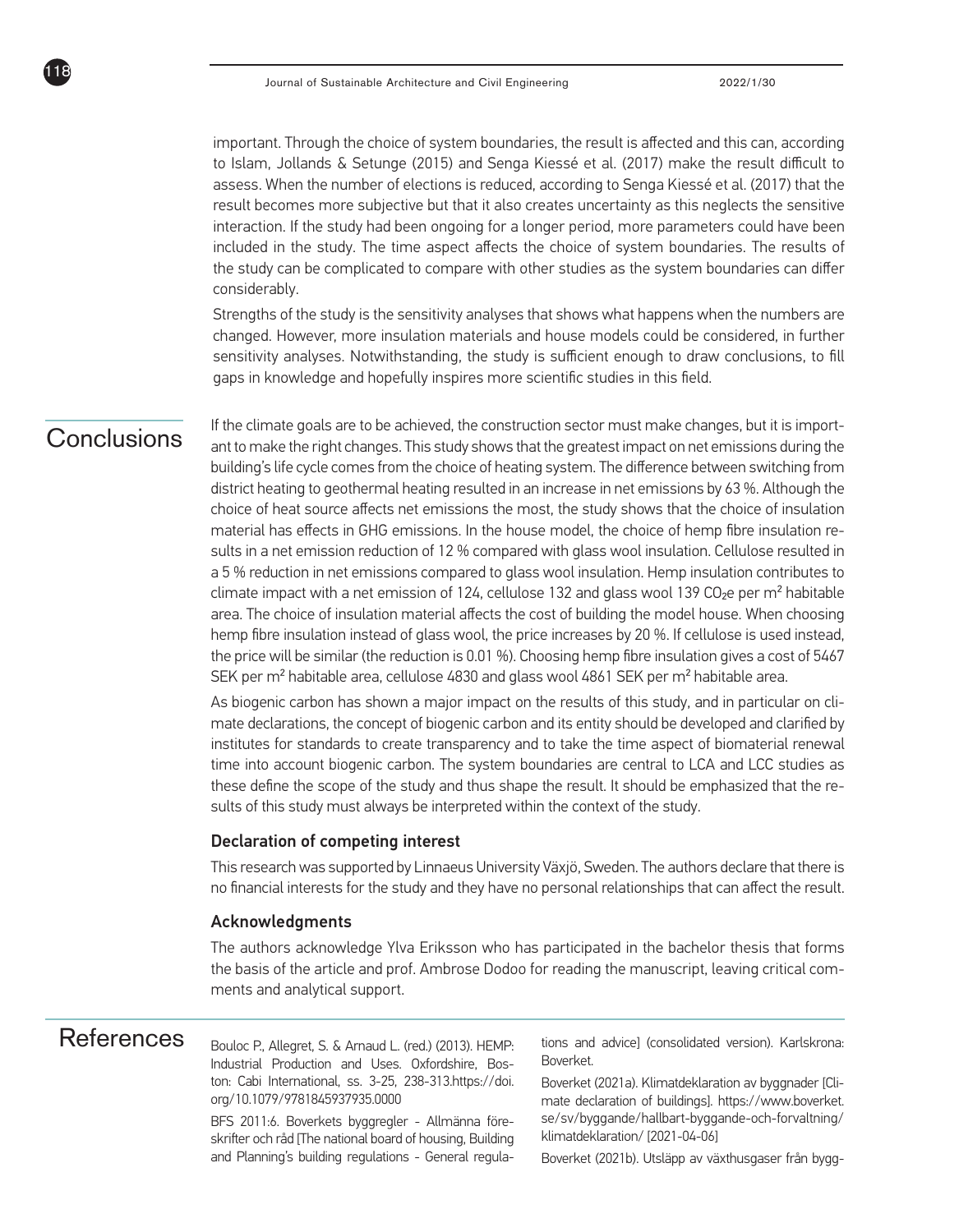important. Through the choice of system boundaries, the result is affected and this can, according to Islam, Jollands & Setunge (2015) and Senga Kiessé et al. (2017) make the result difficult to assess. When the number of elections is reduced, according to Senga Kiessé et al. (2017) that the result becomes more subjective but that it also creates uncertainty as this neglects the sensitive interaction. If the study had been ongoing for a longer period, more parameters could have been included in the study. The time aspect affects the choice of system boundaries. The results of the study can be complicated to compare with other studies as the system boundaries can differ considerably.

Strengths of the study is the sensitivity analyses that shows what happens when the numbers are changed. However, more insulation materials and house models could be considered, in further sensitivity analyses. Notwithstanding, the study is sufficient enough to draw conclusions, to fill gaps in knowledge and hopefully inspires more scientific studies in this field.

# Conclusions

If the climate goals are to be achieved, the construction sector must make changes, but it is important to make the right changes. This study shows that the greatest impact on net emissions during the building's life cycle comes from the choice of heating system. The difference between switching from district heating to geothermal heating resulted in an increase in net emissions by 63 %. Although the choice of heat source affects net emissions the most, the study shows that the choice of insulation material has effects in GHG emissions. In the house model, the choice of hemp fibre insulation results in a net emission reduction of 12 % compared with glass wool insulation. Cellulose resulted in a 5 % reduction in net emissions compared to glass wool insulation. Hemp insulation contributes to climate impact with a net emission of 124, cellulose 132 and glass wool 139 $CO_2$e per m² habitable area. The choice of insulation material affects the cost of building the model house. When choosing hemp fibre insulation instead of glass wool, the price increases by 20 %. If cellulose is used instead, the price will be similar (the reduction is 0.01 %). Choosing hemp fibre insulation gives a cost of 5467 SEK per m² habitable area, cellulose 4830 and glass wool 4861 SEK per m² habitable area.

As biogenic carbon has shown a major impact on the results of this study, and in particular on climate declarations, the concept of biogenic carbon and its entity should be developed and clarified by institutes for standards to create transparency and to take the time aspect of biomaterial renewal time into account biogenic carbon. The system boundaries are central to LCA and LCC studies as these define the scope of the study and thus shape the result. It should be emphasized that the results of this study must always be interpreted within the context of the study.

### Declaration of competing interest

This research was supported by Linnaeus University Växjö, Sweden. The authors declare that there is no financial interests for the study and they have no personal relationships that can affect the result.

### Acknowledgments

The authors acknowledge Ylva Eriksson who has participated in the bachelor thesis that forms the basis of the article and prof. Ambrose Dodoo for reading the manuscript, leaving critical comments and analytical support.

# References

Bouloc P., Allegret, S. & Arnaud L. (red.) (2013). HEMP: Industrial Production and Uses. Oxfordshire, Boston: Cabi International, ss. 3-25, 238-313.https://doi.org/10.1079/9781845937935.0000

BFS 2011:6. Boverkets byggregler - Allmänna föreskifter och råd [The national board of housing, Building and Planning's building regulations - General regulations and advice] (consolidated version). Karlskrona: Boverket.

Boverket (2021a). Klimatdeklaration av byggnader [Climate declaration of buildings]. https://www.boverket.se/sv/byggande/hallbart-byggande-och-forvaltning/klimatdeklaration/ [2021-04-06]

Boverket (2021b). Utsläpp av växthusgaser från bygg-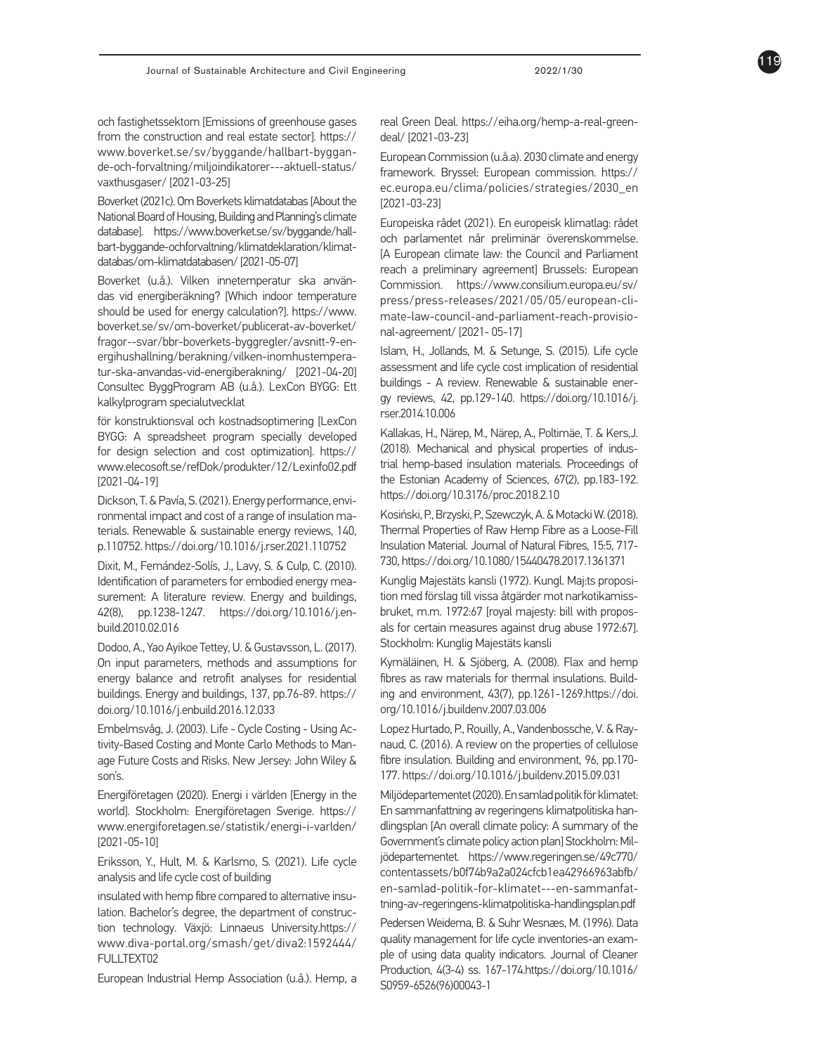och fastighetssektorn [Emissions of greenhouse gases from the construction and real estate sector]. https://www.boverket.se/sv/byggande/hallbart-byggande-och-forvaltning/miljoindikatorer---aktuell-status/vaxthusgaser/ [2021-03-25]

Boverket (2021c). Om Boverkets klimatdatabas [About the National Board of Housing, Building and Planning's climate database]. https://www.boverket.se/sv/byggande/hallbart-byggande-ochforvaltning/klimatdeklaration/klimatdatabas/om-klimatdatabasen/ [2021-05-07]

Boverket (u.å.). Vilken innetemperatur ska användas vid energiberäkning? [Which indoor temperature should be used for energy calculation?]. https://www.boverket.se/sv/om-boverket/publicerat-av-boverket/fragor--svar/bbr-boverkets-byggregler/avsnitt-9-energihushallning/berakning/vilken-inomhustemperatur-ska-anvandas-vid-energiberakning/ [2021-04-20]

Consultec ByggProgram AB (u.å.). LexCon BYGG: Ett kalkylprogram specialutvecklat för konstruktionsval och kostnadsoptimering [LexCon BYGG: A spreadsheet program specially developed for design selection and cost optimization]. https://www.elecosoft.se/refDok/produkter/12/Lexinfo02.pdf [2021-04-19]

Dickson, T. & Pavía, S. (2021). Energy performance, environmental impact and cost of a range of insulation materials. Renewable & sustainable energy reviews, 140, p.110752. https://doi.org/10.1016/j.rser.2021.110752

Dixit, M., Fernández-Solís, J., Lavy, S. & Culp, C. (2010). Identification of parameters for embodied energy measurement: A literature review. Energy and buildings, 42(8), pp.1238-1247. https://doi.org/10.1016/j.enbuild.2010.02.016

Dodoo, A., Yao Ayikoe Tettey, U. & Gustavsson, L. (2017). On input parameters, methods and assumptions for energy balance and retrofit analyses for residential buildings. Energy and buildings, 137, pp.76-89. https://doi.org/10.1016/j.enbuild.2016.12.033

Embelmsvåg, J. (2003). Life - Cycle Costing - Using Activity-Based Costing and Monte Carlo Methods to Manage Future Costs and Risks. New Jersey: John Wiley & son's.

Energiföretagen (2020). Energi i världen [Energy in the world]. Stockholm: Energiföretagen Sverige. https://www.energiforetagen.se/statistik/energi-i-varlden/ [2021-05-10]

Eriksson, Y., Hult, M. & Karlsmo, S. (2021). Life cycle analysis and life cycle cost of building insulated with hemp fibre compared to alternative insulation. Bachelor's degree, the department of construction technology. Växjö: Linnaeus University.https://www.diva-portal.org/smash/get/diva2:1592444/FULLTEXT02

European Industrial Hemp Association (u.å.). Hemp, a real Green Deal. https://eiha.org/hemp-a-real-green-deal/ [2021-03-23]

European Commission (u.å.a). 2030 climate and energy framework. Bryssel: European commission. https://ec.europa.eu/clima/policies/strategies/2030_en [2021-03-23]

Europeiska rådet (2021). En europeisk klimatlag: rådet och parlamentet når preliminär överenskommelse. [A European climate law: the Council and Parliament reach a preliminary agreement] Brussels: European Commission. https://www.consilium.europa.eu/sv/press/press-releases/2021/05/05/european-climate-law-council-and-parliament-reach-provisional-agreement/ [2021- 05-17]

Islam, H., Jollands, M. & Setunge, S. (2015). Life cycle assessment and life cycle cost implication of residential buildings - A review. Renewable & sustainable energy reviews, 42, pp.129-140. https://doi.org/10.1016/j.rser.2014.10.006

Kallakas, H., Närep, M., Närep, A., Poltimäe, T. & Kers,J. (2018). Mechanical and physical properties of industrial hemp-based insulation materials. Proceedings of the Estonian Academy of Sciences, 67(2), pp.183-192. https://doi.org/10.3176/proc.2018.2.10

Kosiński, P., Brzyski, P., Szewczyk, A. & Motacki W. (2018). Thermal Properties of Raw Hemp Fibre as a Loose-Fill Insulation Material. Journal of Natural Fibres, 15:5, 717-730, https://doi.org/10.1080/15440478.2017.1361371

Kunglig Majestäts kansli (1972). Kungl. Maj:ts proposition med förslag till vissa åtgärder mot narkotikamissbruket, m.m. 1972:67 [royal majesty: bill with proposals for certain measures against drug abuse 1972:67]. Stockholm: Kunglig Majestäts kansli

Kymäläinen, H. & Sjöberg, A. (2008). Flax and hemp fibres as raw materials for thermal insulations. Building and environment, 43(7), pp.1261-1269.https://doi.org/10.1016/j.buildenv.2007.03.006

Lopez Hurtado, P., Rouilly, A., Vandenbossche, V. & Raynaud, C. (2016). A review on the properties of cellulose fibre insulation. Building and environment, 96, pp.170-177. https://doi.org/10.1016/j.buildenv.2015.09.031

Miljödepartementet (2020). En samlad politik för klimatet: En sammanfattning av regeringens klimatpolitiska handlingsplan [An overall climate policy: A summary of the Government's climate policy action plan] Stockholm: Miljödepartementet. https://www.regeringen.se/49c770/contentassets/b0f74b9a2a024cfcb1ea42966963abfb/en-samlad-politik-for-klimatet---en-sammanfattning-av-regeringens-klimatpolitiska-handlingsplan.pdf

Pedersen Weidema, B. & Suhr Wesnæs, M. (1996). Data quality management for life cycle inventories-an example of using data quality indicators. Journal of Cleaner Production, 4(3-4) ss. 167-174.https://doi.org/10.1016/S0959-6526(96)00043-1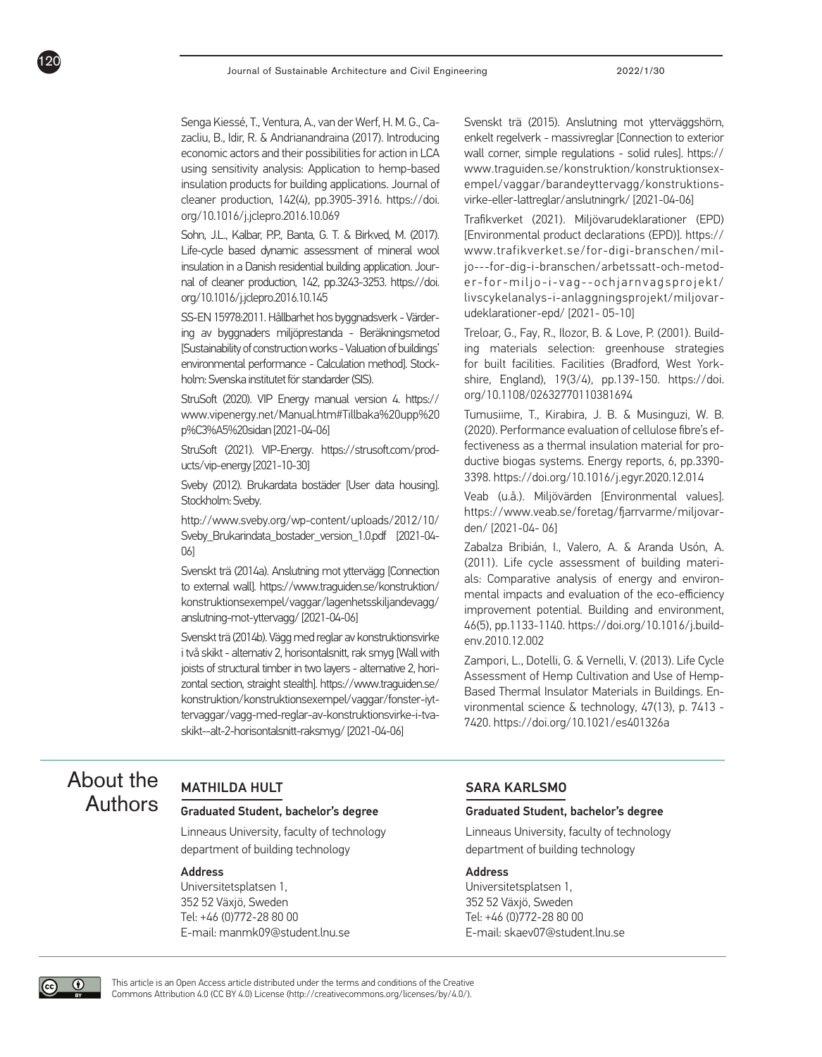Senga Kiessé, T., Ventura, A., van der Werf, H. M. G., Cazacliu, B., Idir, R. & Andrianandraina (2017). Introducing economic actors and their possibilities for action in LCA using sensitivity analysis: Application to hemp-based insulation products for building applications. Journal of cleaner production, 142(4), pp.3905-3916. https://doi.org/10.1016/j.jclepro.2016.10.069

Sohn, J.L., Kalbar, P.P., Banta, G. T. & Birkved, M. (2017). Life-cycle based dynamic assessment of mineral wool insulation in a Danish residential building application. Journal of cleaner production, 142, pp.3243-3253. https://doi.org/10.1016/j.jclepro.2016.10.145

SS-EN 15978:2011. Hållbarhet hos byggnadsverk - Värdering av byggnaders miljöprestanda - Beräkningsmetod [Sustainability of construction works - Valuation of buildings' environmental performance - Calculation method]. Stockholm: Svenska institutet för standarder (SIS).

StruSoft (2020). VIP Energy manual version 4. https://www.vipenergy.net/Manual.htm#Tillbaka%20upp%20p%C3%A5%20sidan [2021-04-06]

StruSoft (2021). VIP-Energy. https://strusoft.com/products/vip-energy [2021-10-30]

Sveby (2012). Brukardata bostäder [User data housing]. Stockholm: Sveby.

http://www.sveby.org/wp-content/uploads/2012/10/Sveby_Brukarindata_bostader_version_1.0.pdf [2021-04-06]

Svenskt trä (2014a). Anslutning mot yttervägg [Connection to external wall]. https://www.traguiden.se/konstruktion/konstruktionsexempel/vaggar/lagenhetsskiljandevagg/anslutning-mot-yttervagg/ [2021-04-06]

Svenskt trä (2014b). Vägg med reglar av konstruktionsvirke i två skikt - alternativ 2, horisontalsnitt, rak smyg [Wall with joists of structural timber in two layers - alternative 2, horizontal section, straight stealth]. https://www.traguiden.se/konstruktion/konstruktionsexempel/vaggar/fonster-iyttervaggar/vagg-med-reglar-av-konstruktionsvirke-i-tva-skikt--alt-2-horisontalsnitt-raksmyg/ [2021-04-06]

Svenskt trä (2015). Anslutning mot ytterväggshörn, enkelt regelverk - massivreglar [Connection to exterior wall corner, simple regulations - solid rules]. https://www.traguiden.se/konstruktion/konstruktionsexempel/vaggar/barandeyttervagg/konstruktionsvirke-eller-lattreglar/anslutningrk/ [2021-04-06]

Trafikverket (2021). Miljövarudeklarationer (EPD) [Environmental product declarations (EPD)]. https://www.trafikverket.se/for-dig-i-branschen/miljo---for-dig-i-branschen/arbetssatt-och-metoder-for-miljo-i-vag--ochjarnvagsprojekt/livscykelanalys-i-anlaggningsprojekt/miljovarudeklarationer-epd/ [2021- 05-10]

Treloar, G., Fay, R., Ilozor, B. & Love, P. (2001). Building materials selection: greenhouse strategies for built facilities. Facilities (Bradford, West Yorkshire, England), 19(3/4), pp.139-150. https://doi.org/10.1108/02632770110381694

Tumusiime, T., Kirabira, J. B. & Musinguzi, W. B. (2020). Performance evaluation of cellulose fibre's effectiveness as a thermal insulation material for productive biogas systems. Energy reports, 6, pp.3390-3398. https://doi.org/10.1016/j.egyr.2020.12.014

Veab (u.å.). Miljövärden [Environmental values]. https://www.veab.se/foretag/fjarrvarme/miljovarden/ [2021-04- 06]

Zabalza Bribián, I., Valero, A. & Aranda Usón, A. (2011). Life cycle assessment of building materials: Comparative analysis of energy and environmental impacts and evaluation of the eco-efficiency improvement potential. Building and environment, 46(5), pp.1133-1140. https://doi.org/10.1016/j.buildenv.2010.12.002

Zampori, L., Dotelli, G. & Vernelli, V. (2013). Life Cycle Assessment of Hemp Cultivation and Use of Hemp-Based Thermal Insulator Materials in Buildings. Environmental science & technology, 47(13), p. 7413 - 7420. https://doi.org/10.1021/es401326a

## About the Authors

### MATHILDA HULT

**Graduated Student, bachelor's degree**

Linneaus University, faculty of technology department of building technology

**Address**
Universitetsplatsen 1,
352 52 Växjö, Sweden
Tel: +46 (0)772-28 80 00
E-mail: manmk09@student.lnu.se

### SARA KARLSMO

**Graduated Student, bachelor's degree**

Linneaus University, faculty of technology department of building technology

**Address**
Universitetsplatsen 1,
352 52 Växjö, Sweden
Tel: +46 (0)772-28 80 00
E-mail: skaev07@student.lnu.se

This article is an Open Access article distributed under the terms and conditions of the Creative Commons Attribution 4.0 (CC BY 4.0) License (http://creativecommons.org/licenses/by/4.0/).